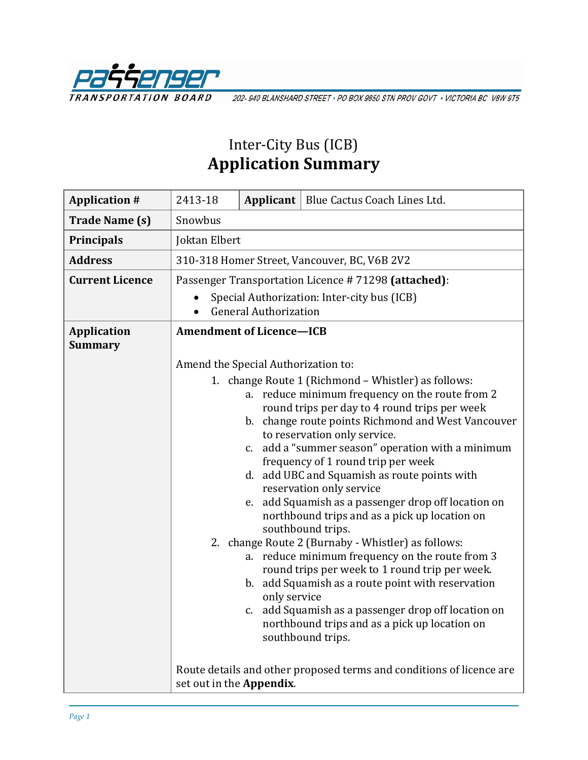Passenger Transportation Board — 202- 940 BLANSHARD STREET • PO BOX 9850 STN PROV GOVT • VICTORIA BC V8W 9T5

# Inter-City Bus (ICB)
# Application Summary

| **Application #** | 2413-18 | **Applicant** | Blue Cactus Coach Lines Ltd. |
|---|---|---|---|
| **Trade Name (s)** | Snowbus | | |
| **Principals** | Joktan Elbert | | |
| **Address** | 310-318 Homer Street, Vancouver, BC, V6B 2V2 | | |
| **Current Licence** | Passenger Transportation Licence # 71298 **(attached)**: <br>• Special Authorization: Inter-city bus (ICB) <br>• General Authorization | | |
| **Application Summary** | **Amendment of Licence—ICB** <br><br> Amend the Special Authorization to: <br> 1. change Route 1 (Richmond – Whistler) as follows: <br> a. reduce minimum frequency on the route from 2 round trips per day to 4 round trips per week <br> b. change route points Richmond and West Vancouver to reservation only service. <br> c. add a "summer season" operation with a minimum frequency of 1 round trip per week <br> d. add UBC and Squamish as route points with reservation only service <br> e. add Squamish as a passenger drop off location on northbound trips and as a pick up location on southbound trips. <br> 2. change Route 2 (Burnaby - Whistler) as follows: <br> a. reduce minimum frequency on the route from 3 round trips per week to 1 round trip per week. <br> b. add Squamish as a route point with reservation only service <br> c. add Squamish as a passenger drop off location on northbound trips and as a pick up location on southbound trips. <br><br> Route details and other proposed terms and conditions of licence are set out in the **Appendix**. | | |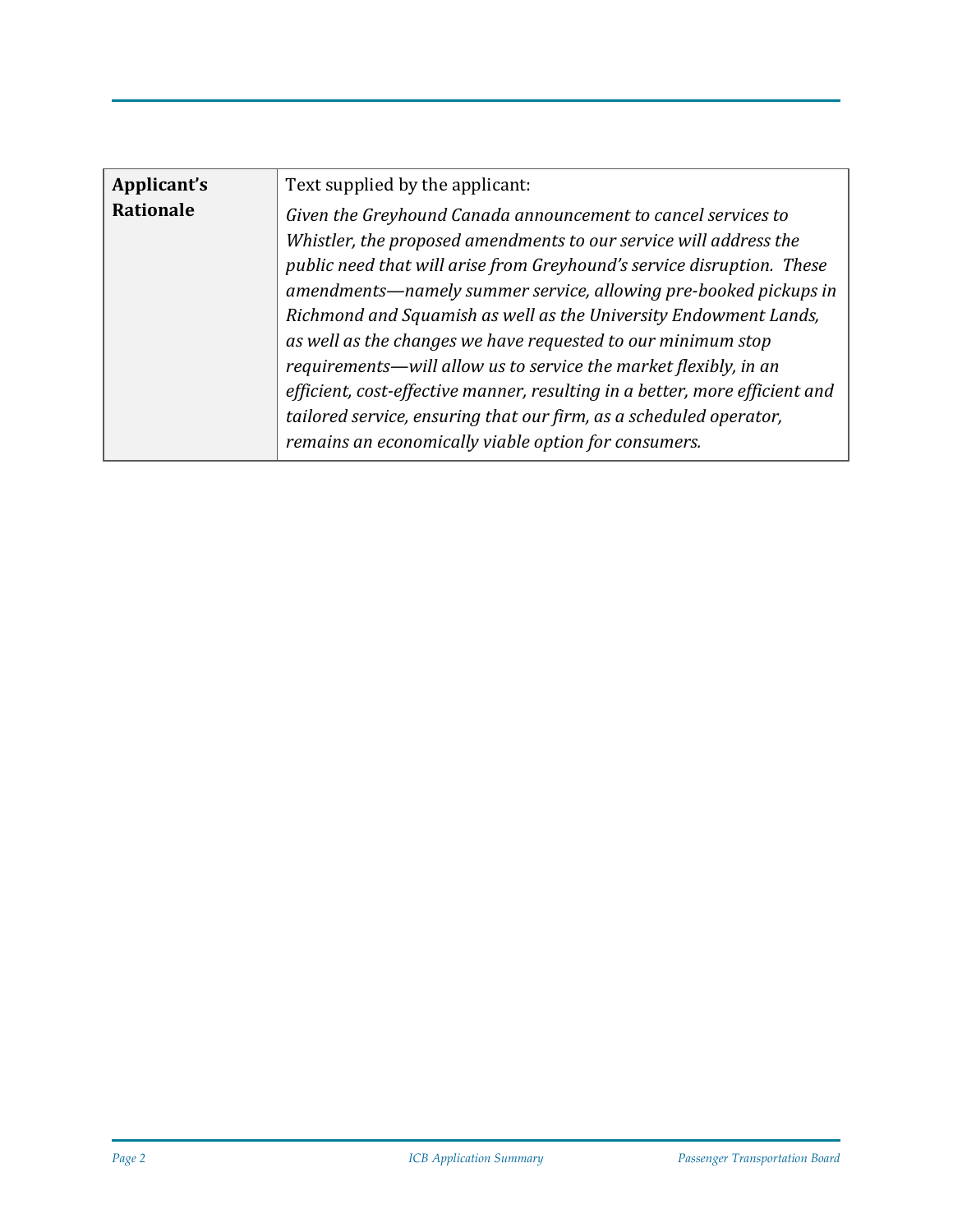| **Applicant's Rationale** | Text supplied by the applicant:<br>*Given the Greyhound Canada announcement to cancel services to Whistler, the proposed amendments to our service will address the public need that will arise from Greyhound's service disruption. These amendments—namely summer service, allowing pre-booked pickups in Richmond and Squamish as well as the University Endowment Lands, as well as the changes we have requested to our minimum stop requirements—will allow us to service the market flexibly, in an efficient, cost-effective manner, resulting in a better, more efficient and tailored service, ensuring that our firm, as a scheduled operator, remains an economically viable option for consumers.* |
|---|---|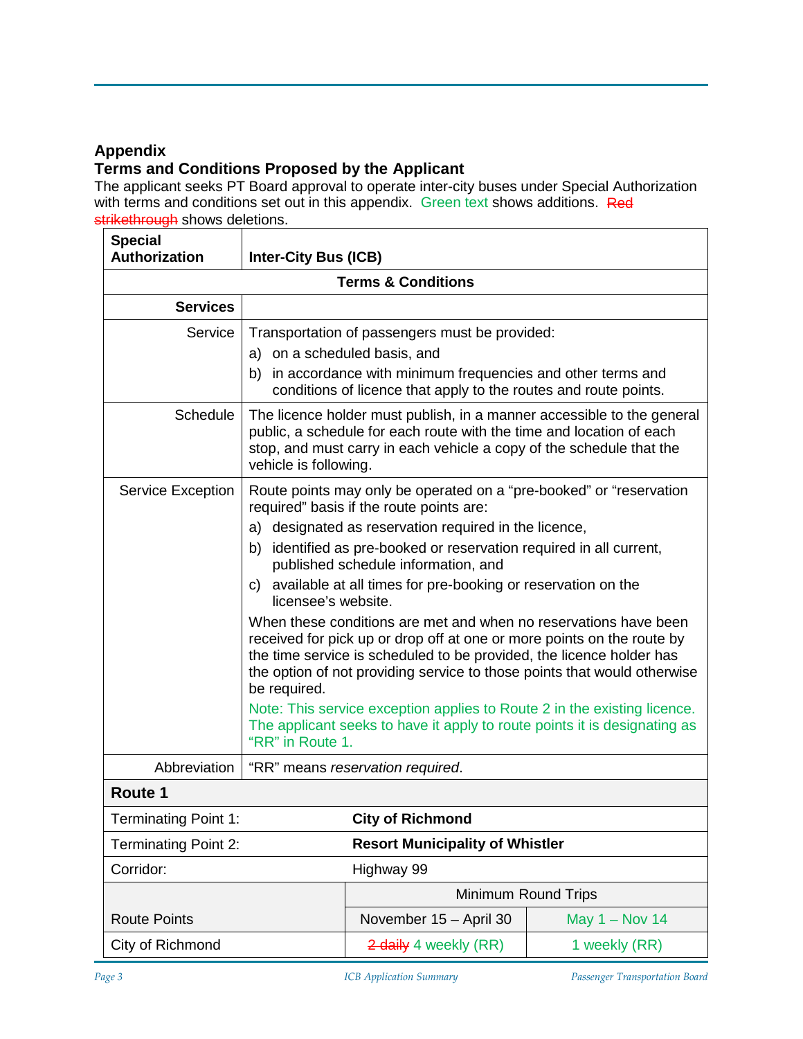## Appendix

## Terms and Conditions Proposed by the Applicant

The applicant seeks PT Board approval to operate inter-city buses under Special Authorization with terms and conditions set out in this appendix. Green text shows additions. ~~Red strikethrough~~ shows deletions.

| **Special Authorization** | **Inter-City Bus (ICB)** |
|---|---|
| **Terms & Conditions** | |
| **Services** | |
| Service | Transportation of passengers must be provided:<br>a) on a scheduled basis, and<br>b) in accordance with minimum frequencies and other terms and conditions of licence that apply to the routes and route points. |
| Schedule | The licence holder must publish, in a manner accessible to the general public, a schedule for each route with the time and location of each stop, and must carry in each vehicle a copy of the schedule that the vehicle is following. |
| Service Exception | Route points may only be operated on a "pre-booked" or "reservation required" basis if the route points are:<br>a) designated as reservation required in the licence,<br>b) identified as pre-booked or reservation required in all current, published schedule information, and<br>c) available at all times for pre-booking or reservation on the licensee's website.<br>When these conditions are met and when no reservations have been received for pick up or drop off at one or more points on the route by the time service is scheduled to be provided, the licence holder has the option of not providing service to those points that would otherwise be required.<br>Note: This service exception applies to Route 2 in the existing licence. The applicant seeks to have it apply to route points it is designating as "RR" in Route 1. |
| Abbreviation | "RR" means *reservation required*. |

| **Route 1** | | |
|---|---|---|
| Terminating Point 1: | **City of Richmond** | |
| Terminating Point 2: | **Resort Municipality of Whistler** | |
| Corridor: | Highway 99 | |
| | Minimum Round Trips | |
| Route Points | November 15 – April 30 | May 1 – Nov 14 |
| City of Richmond | ~~2 daily~~ 4 weekly (RR) | 1 weekly (RR) |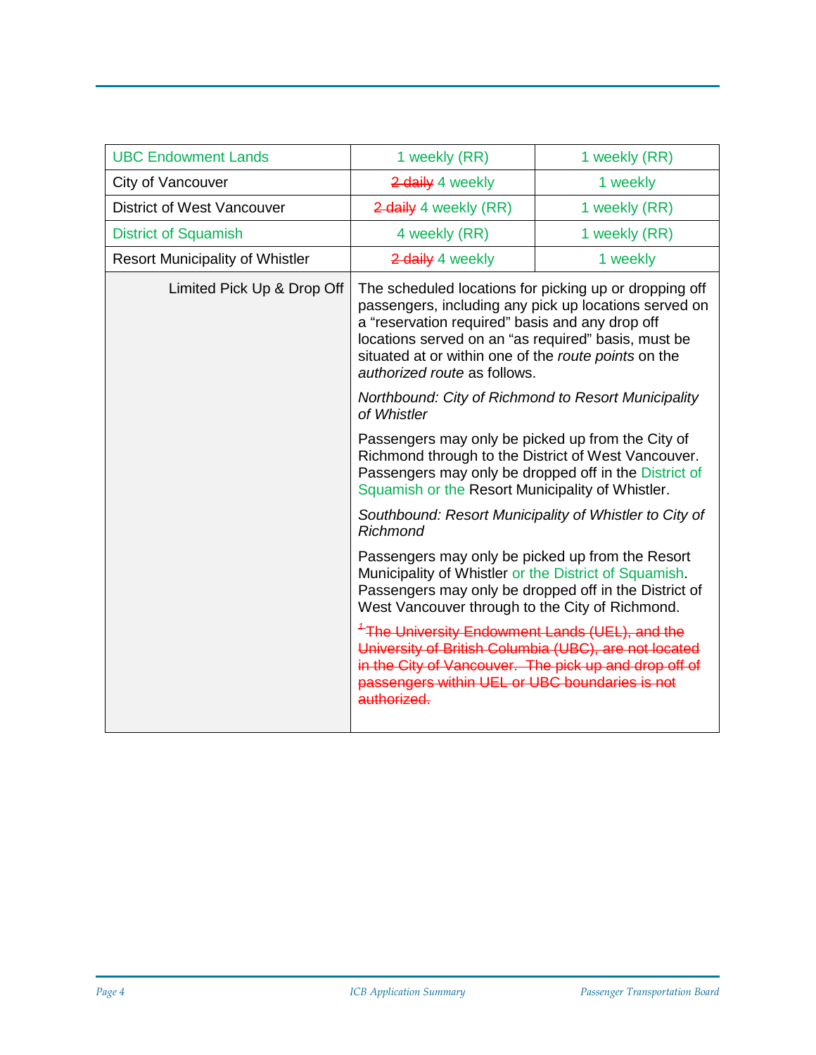| | | |
|---|---|---|
| UBC Endowment Lands | 1 weekly (RR) | 1 weekly (RR) |
| City of Vancouver | ~~2 daily~~ 4 weekly | 1 weekly |
| District of West Vancouver | ~~2 daily~~ 4 weekly (RR) | 1 weekly (RR) |
| District of Squamish | 4 weekly (RR) | 1 weekly (RR) |
| Resort Municipality of Whistler | ~~2 daily~~ 4 weekly | 1 weekly |
| Limited Pick Up & Drop Off | The scheduled locations for picking up or dropping off passengers, including any pick up locations served on a "reservation required" basis and any drop off locations served on an "as required" basis, must be situated at or within one of the *route points* on the *authorized route* as follows.<br><br>*Northbound: City of Richmond to Resort Municipality of Whistler*<br><br>Passengers may only be picked up from the City of Richmond through to the District of West Vancouver. Passengers may only be dropped off in the District of Squamish or the Resort Municipality of Whistler.<br><br>*Southbound: Resort Municipality of Whistler to City of Richmond*<br><br>Passengers may only be picked up from the Resort Municipality of Whistler or the District of Squamish. Passengers may only be dropped off in the District of West Vancouver through to the City of Richmond.<br><br>~~[1] The University Endowment Lands (UEL), and the University of British Columbia (UBC), are not located in the City of Vancouver. The pick up and drop off of passengers within UEL or UBC boundaries is not authorized.~~ | |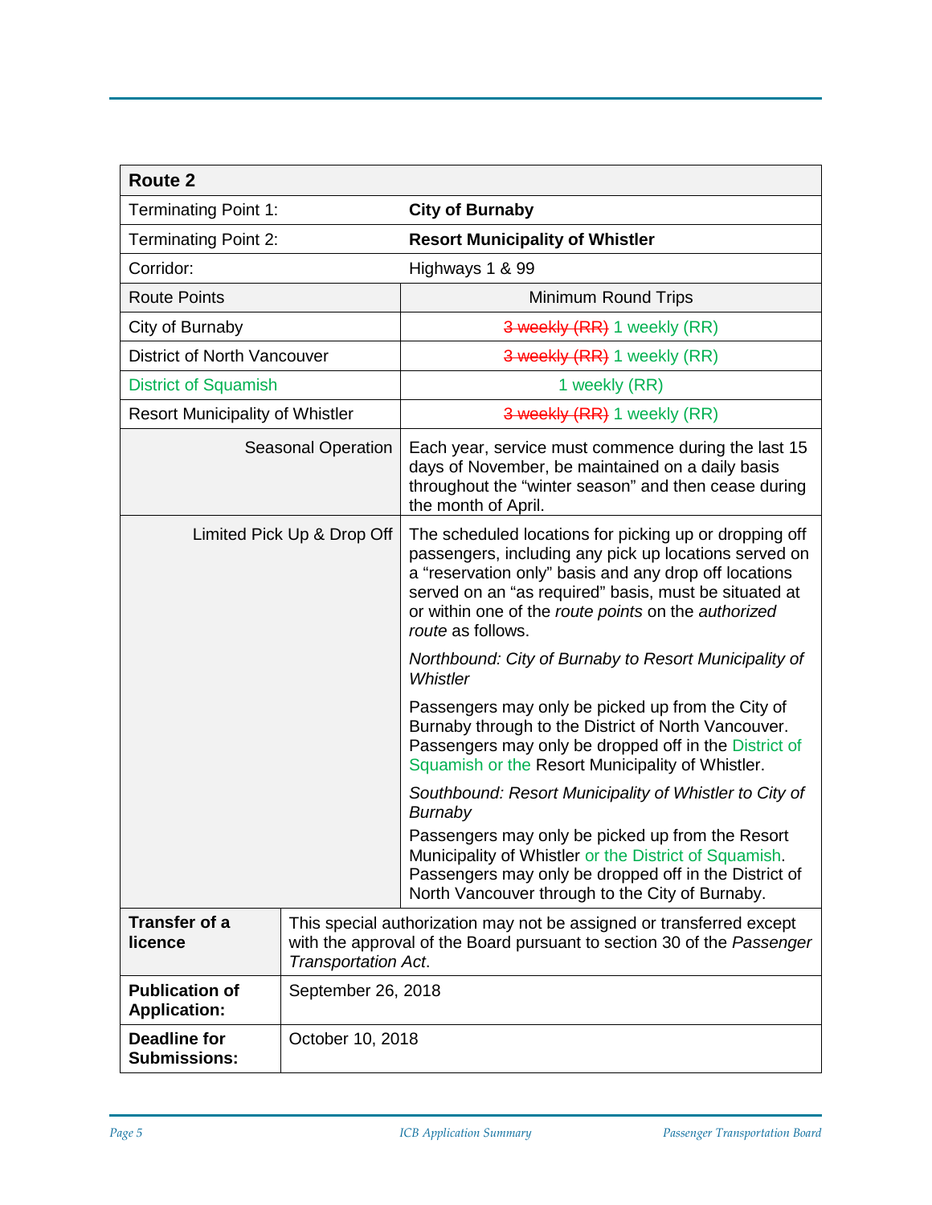| Route 2 | |
|---|---|
| Terminating Point 1: | **City of Burnaby** |
| Terminating Point 2: | **Resort Municipality of Whistler** |
| Corridor: | Highways 1 & 99 |
| Route Points | Minimum Round Trips |
| City of Burnaby | ~~3 weekly (RR)~~ 1 weekly (RR) |
| District of North Vancouver | ~~3 weekly (RR)~~ 1 weekly (RR) |
| District of Squamish | 1 weekly (RR) |
| Resort Municipality of Whistler | ~~3 weekly (RR)~~ 1 weekly (RR) |
| Seasonal Operation | Each year, service must commence during the last 15 days of November, be maintained on a daily basis throughout the “winter season” and then cease during the month of April. |
| Limited Pick Up & Drop Off | The scheduled locations for picking up or dropping off passengers, including any pick up locations served on a “reservation only” basis and any drop off locations served on an “as required” basis, must be situated at or within one of the *route points* on the *authorized route* as follows.<br><br>*Northbound: City of Burnaby to Resort Municipality of Whistler*<br><br>Passengers may only be picked up from the City of Burnaby through to the District of North Vancouver. Passengers may only be dropped off in the District of Squamish or the Resort Municipality of Whistler.<br><br>*Southbound: Resort Municipality of Whistler to City of Burnaby*<br><br>Passengers may only be picked up from the Resort Municipality of Whistler or the District of Squamish. Passengers may only be dropped off in the District of North Vancouver through to the City of Burnaby. |

| | |
|---|---|
| **Transfer of a licence** | This special authorization may not be assigned or transferred except with the approval of the Board pursuant to section 30 of the *Passenger Transportation Act*. |
| **Publication of Application:** | September 26, 2018 |
| **Deadline for Submissions:** | October 10, 2018 |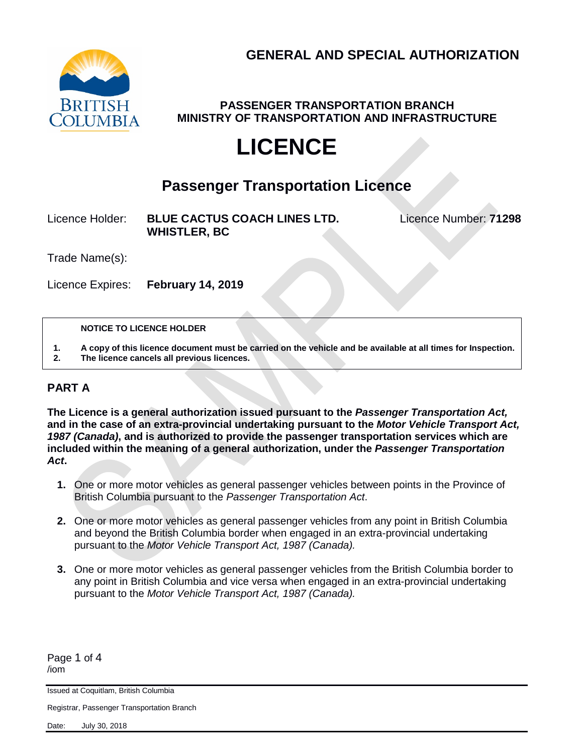# GENERAL AND SPECIAL AUTHORIZATION

**PASSENGER TRANSPORTATION BRANCH**
**MINISTRY OF TRANSPORTATION AND INFRASTRUCTURE**

# LICENCE

## Passenger Transportation Licence

Licence Holder: **BLUE CACTUS COACH LINES LTD.**
**WHISTLER, BC**

Licence Number: **71298**

Trade Name(s):

Licence Expires: **February 14, 2019**

> **NOTICE TO LICENCE HOLDER**
>
> **1. A copy of this licence document must be carried on the vehicle and be available at all times for Inspection.**
> **2. The licence cancels all previous licences.**

## PART A

**The Licence is a general authorization issued pursuant to the *Passenger Transportation Act,* and in the case of an extra-provincial undertaking pursuant to the *Motor Vehicle Transport Act, 1987 (Canada)*, and is authorized to provide the passenger transportation services which are included within the meaning of a general authorization, under the *Passenger Transportation Act*.**

1. One or more motor vehicles as general passenger vehicles between points in the Province of British Columbia pursuant to the *Passenger Transportation Act*.
2. One or more motor vehicles as general passenger vehicles from any point in British Columbia and beyond the British Columbia border when engaged in an extra-provincial undertaking pursuant to the *Motor Vehicle Transport Act, 1987 (Canada).*
3. One or more motor vehicles as general passenger vehicles from the British Columbia border to any point in British Columbia and vice versa when engaged in an extra-provincial undertaking pursuant to the *Motor Vehicle Transport Act, 1987 (Canada).*

/iom

Issued at Coquitlam, British Columbia

Registrar, Passenger Transportation Branch

Date: July 30, 2018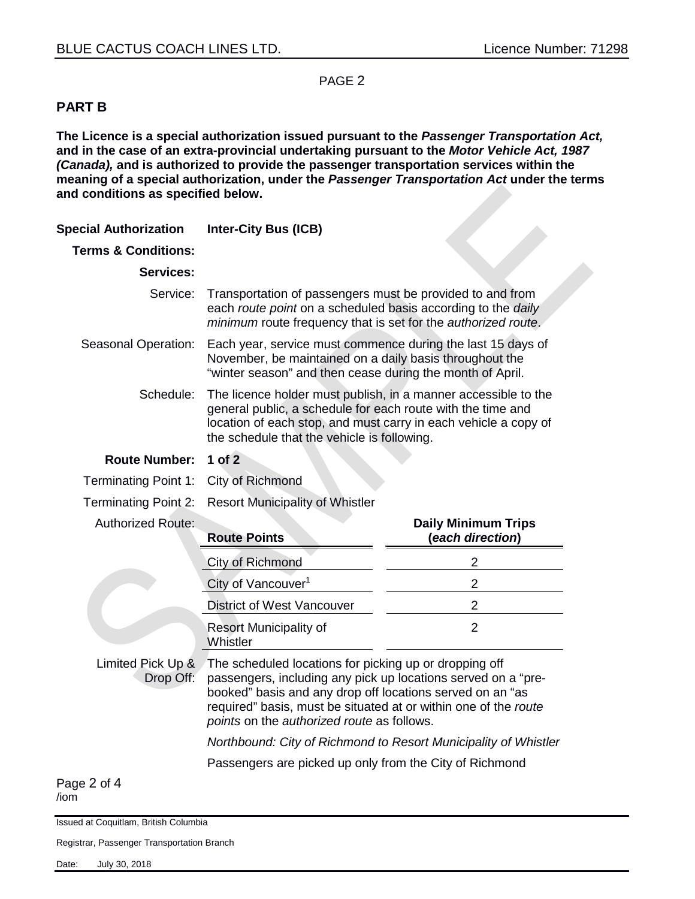## PART B

**The Licence is a special authorization issued pursuant to the *Passenger Transportation Act,* and in the case of an extra-provincial undertaking pursuant to the *Motor Vehicle Act, 1987 (Canada),* and is authorized to provide the passenger transportation services within the meaning of a special authorization, under the *Passenger Transportation Act* under the terms and conditions as specified below.**

**Special Authorization** **Inter-City Bus (ICB)**

**Terms & Conditions:**

**Services:**

Service: Transportation of passengers must be provided to and from each *route point* on a scheduled basis according to the *daily minimum* route frequency that is set for the *authorized route*.

Seasonal Operation: Each year, service must commence during the last 15 days of November, be maintained on a daily basis throughout the "winter season" and then cease during the month of April.

Schedule: The licence holder must publish, in a manner accessible to the general public, a schedule for each route with the time and location of each stop, and must carry in each vehicle a copy of the schedule that the vehicle is following.

**Route Number:** **1 of 2**

Terminating Point 1: City of Richmond

Terminating Point 2: Resort Municipality of Whistler

Authorized Route:

| Route Points | Daily Minimum Trips (*each direction*) |
|---|---|
| City of Richmond | 2 |
| City of Vancouver[1] | 2 |
| District of West Vancouver | 2 |
| Resort Municipality of Whistler | 2 |

Limited Pick Up & Drop Off: The scheduled locations for picking up or dropping off passengers, including any pick up locations served on a "pre-booked" basis and any drop off locations served on an "as required" basis, must be situated at or within one of the *route points* on the *authorized route* as follows.

*Northbound: City of Richmond to Resort Municipality of Whistler*

Passengers are picked up only from the City of Richmond

Issued at Coquitlam, British Columbia

Registrar, Passenger Transportation Branch

Date: July 30, 2018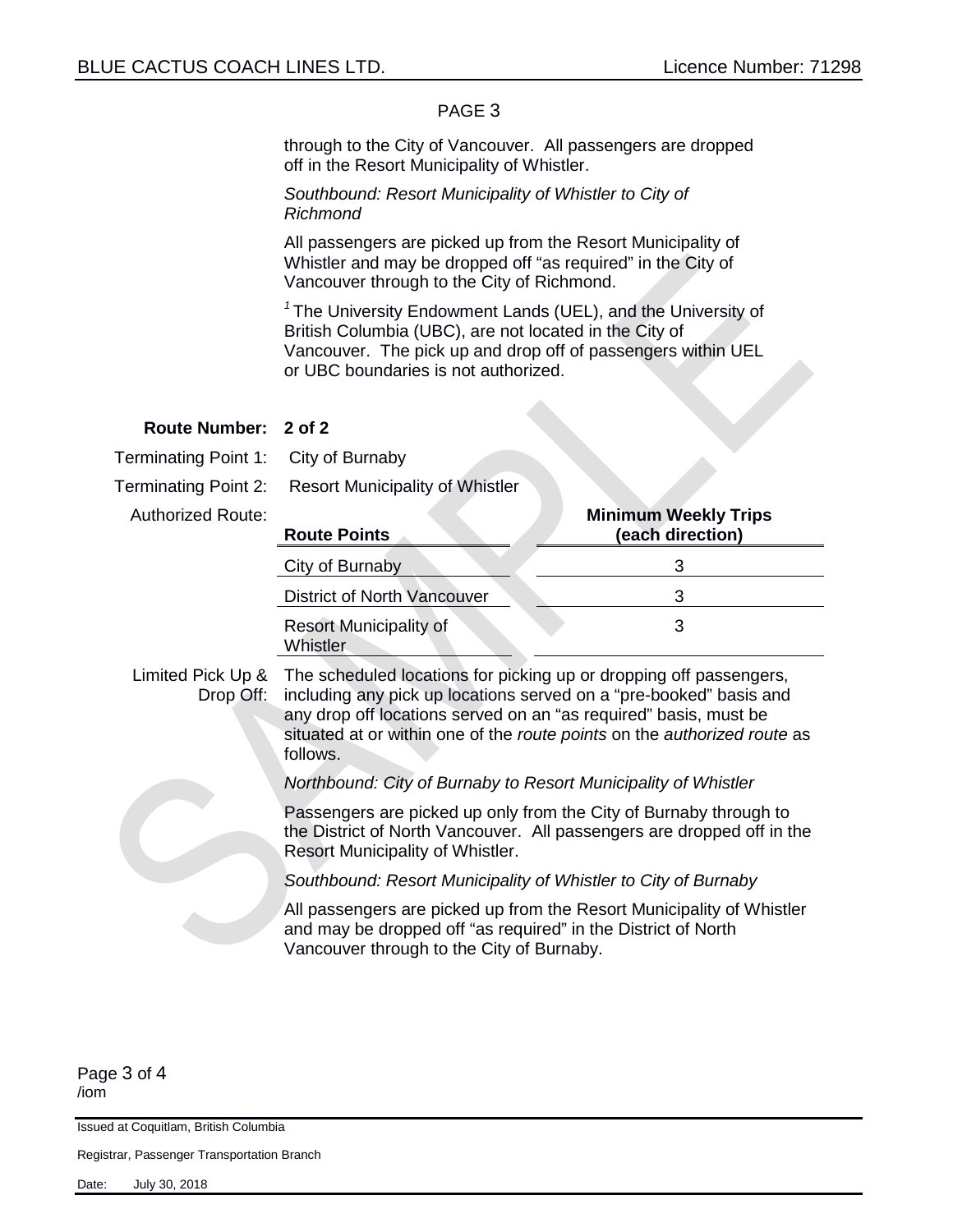through to the City of Vancouver. All passengers are dropped off in the Resort Municipality of Whistler.

*Southbound: Resort Municipality of Whistler to City of Richmond*

All passengers are picked up from the Resort Municipality of Whistler and may be dropped off "as required" in the City of Vancouver through to the City of Richmond.

[1] The University Endowment Lands (UEL), and the University of British Columbia (UBC), are not located in the City of Vancouver. The pick up and drop off of passengers within UEL or UBC boundaries is not authorized.

**Route Number:** **2 of 2**

Terminating Point 1: City of Burnaby

Terminating Point 2: Resort Municipality of Whistler

Authorized Route:

| Route Points | Minimum Weekly Trips (each direction) |
|---|---|
| City of Burnaby | 3 |
| District of North Vancouver | 3 |
| Resort Municipality of Whistler | 3 |

Limited Pick Up & Drop Off: The scheduled locations for picking up or dropping off passengers, including any pick up locations served on a "pre-booked" basis and any drop off locations served on an "as required" basis, must be situated at or within one of the *route points* on the *authorized route* as follows.

*Northbound: City of Burnaby to Resort Municipality of Whistler*

Passengers are picked up only from the City of Burnaby through to the District of North Vancouver. All passengers are dropped off in the Resort Municipality of Whistler.

*Southbound: Resort Municipality of Whistler to City of Burnaby*

All passengers are picked up from the Resort Municipality of Whistler and may be dropped off "as required" in the District of North Vancouver through to the City of Burnaby.

/iom

Issued at Coquitlam, British Columbia

Registrar, Passenger Transportation Branch

Date: July 30, 2018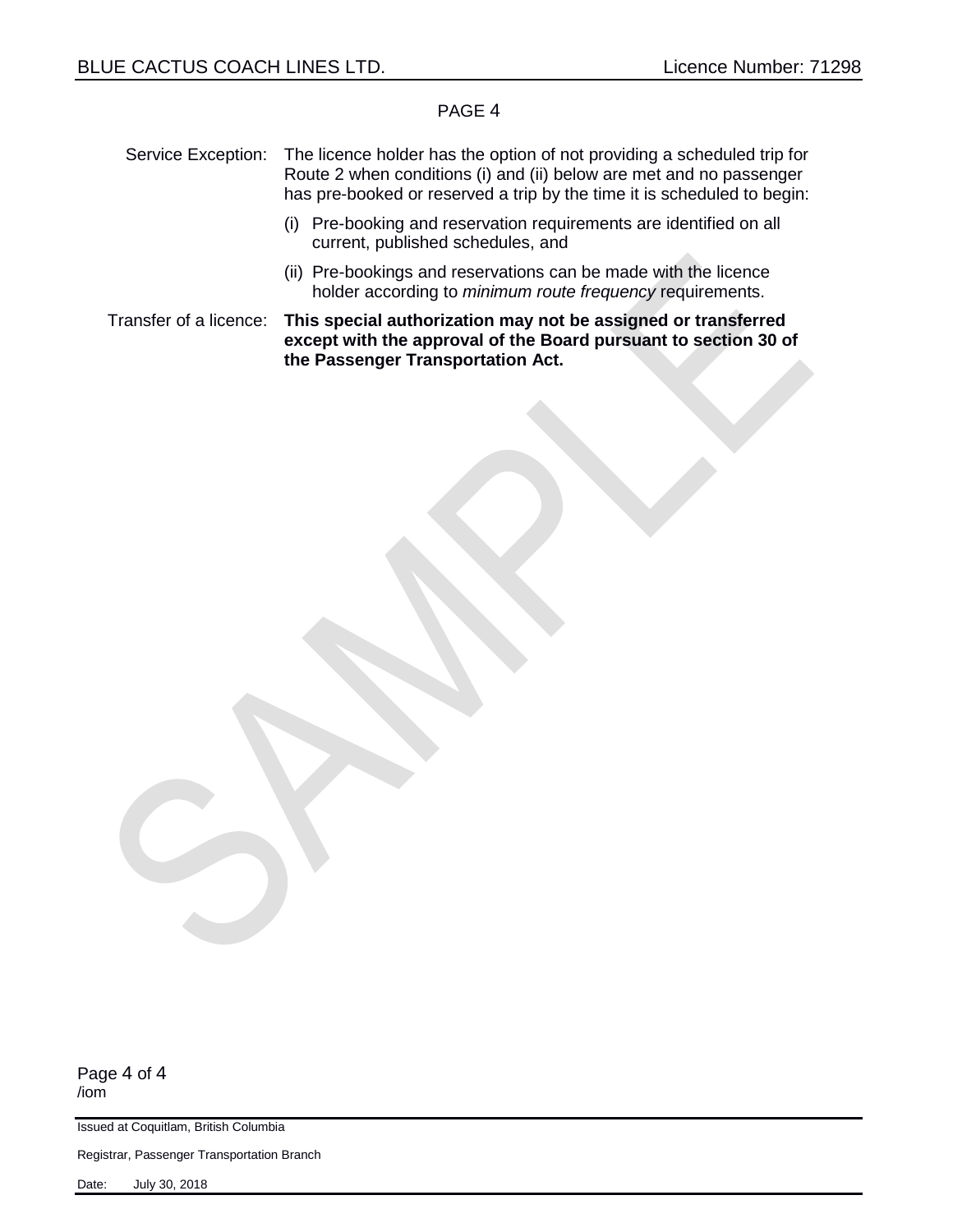Service Exception: The licence holder has the option of not providing a scheduled trip for Route 2 when conditions (i) and (ii) below are met and no passenger has pre-booked or reserved a trip by the time it is scheduled to begin:

(i) Pre-booking and reservation requirements are identified on all current, published schedules, and

(ii) Pre-bookings and reservations can be made with the licence holder according to *minimum route frequency* requirements.

Transfer of a licence: **This special authorization may not be assigned or transferred except with the approval of the Board pursuant to section 30 of the Passenger Transportation Act.**

/iom

Issued at Coquitlam, British Columbia

Registrar, Passenger Transportation Branch

Date: July 30, 2018